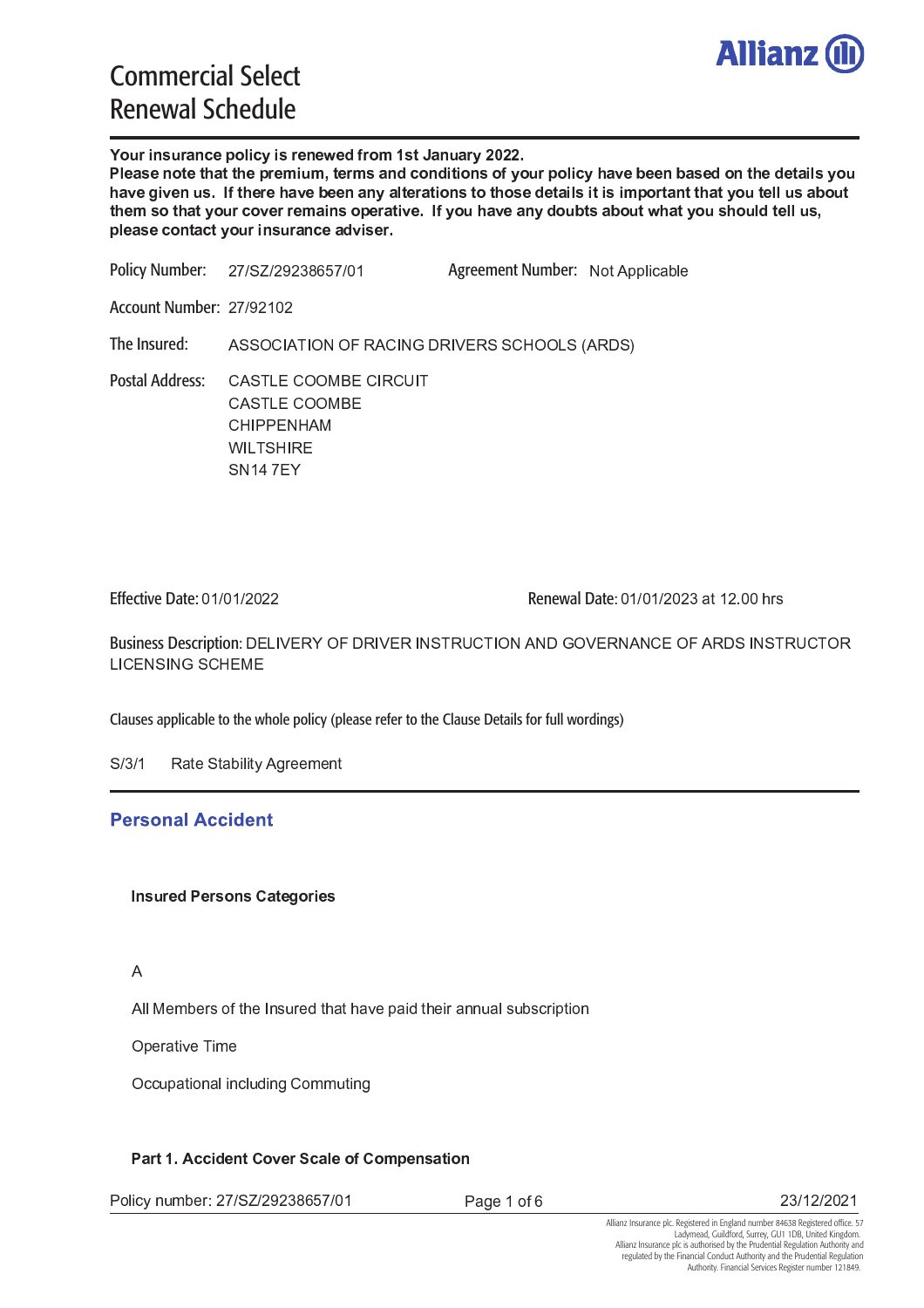# Commercial Select Renewal Schedule

**Your insurance policy is renewed from 1st January 2022.**
**Please note that the premium, terms and conditions of your policy have been based on the details you have given us. If there have been any alterations to those details it is important that you tell us about them so that your cover remains operative. If you have any doubts about what you should tell us, please contact your insurance adviser.**

Policy Number: 27/SZ/29238657/01 Agreement Number: Not Applicable

Account Number: 27/92102

The Insured: ASSOCIATION OF RACING DRIVERS SCHOOLS (ARDS)

Postal Address: CASTLE COOMBE CIRCUIT
CASTLE COOMBE
CHIPPENHAM
WILTSHIRE
SN14 7EY

Effective Date: 01/01/2022 Renewal Date: 01/01/2023 at 12.00 hrs

Business Description: DELIVERY OF DRIVER INSTRUCTION AND GOVERNANCE OF ARDS INSTRUCTOR LICENSING SCHEME

Clauses applicable to the whole policy (please refer to the Clause Details for full wordings)

S/3/1 Rate Stability Agreement

## Personal Accident

### Insured Persons Categories

A

All Members of the Insured that have paid their annual subscription

Operative Time

Occupational including Commuting

### Part 1. Accident Cover Scale of Compensation

Allianz Insurance plc. Registered in England number 84638 Registered office. 57 Ladymead, Guildford, Surrey, GU1 1DB, United Kingdom. Allianz Insurance plc is authorised by the Prudential Regulation Authority and regulated by the Financial Conduct Authority and the Prudential Regulation Authority. Financial Services Register number 121849.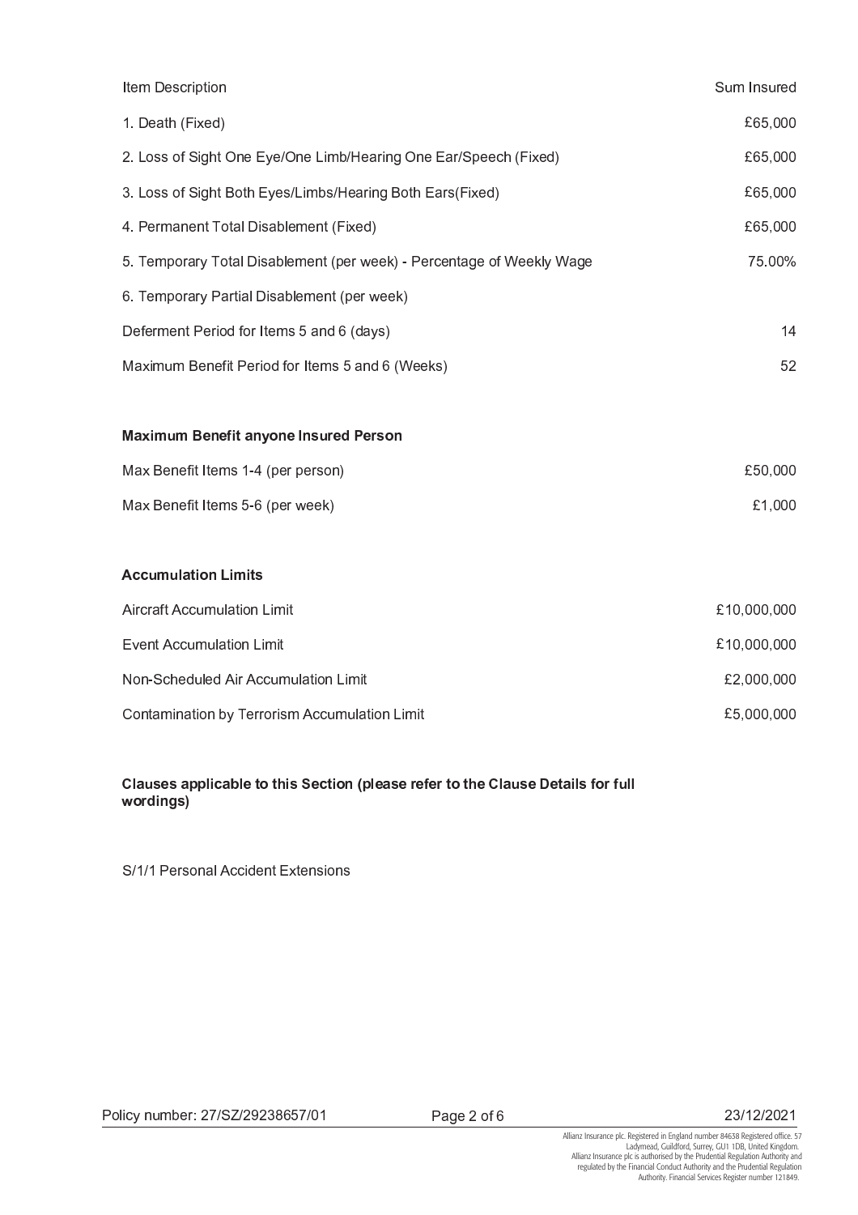| Item Description | Sum Insured |
| --- | --- |
| 1. Death (Fixed) | £65,000 |
| 2. Loss of Sight One Eye/One Limb/Hearing One Ear/Speech (Fixed) | £65,000 |
| 3. Loss of Sight Both Eyes/Limbs/Hearing Both Ears(Fixed) | £65,000 |
| 4. Permanent Total Disablement (Fixed) | £65,000 |
| 5. Temporary Total Disablement (per week) - Percentage of Weekly Wage | 75.00% |
| 6. Temporary Partial Disablement (per week) | |
| Deferment Period for Items 5 and 6 (days) | 14 |
| Maximum Benefit Period for Items 5 and 6 (Weeks) | 52 |

**Maximum Benefit anyone Insured Person**

| | |
| --- | --- |
| Max Benefit Items 1-4 (per person) | £50,000 |
| Max Benefit Items 5-6 (per week) | £1,000 |

**Accumulation Limits**

| | |
| --- | --- |
| Aircraft Accumulation Limit | £10,000,000 |
| Event Accumulation Limit | £10,000,000 |
| Non-Scheduled Air Accumulation Limit | £2,000,000 |
| Contamination by Terrorism Accumulation Limit | £5,000,000 |

**Clauses applicable to this Section (please refer to the Clause Details for full wordings)**

S/1/1 Personal Accident Extensions

Policy number: 27/SZ/29238657/01

23/12/2021

Allianz Insurance plc. Registered in England number 84638 Registered office. 57 Ladymead, Guildford, Surrey, GU1 1DB, United Kingdom. Allianz Insurance plc is authorised by the Prudential Regulation Authority and regulated by the Financial Conduct Authority and the Prudential Regulation Authority. Financial Services Register number 121849.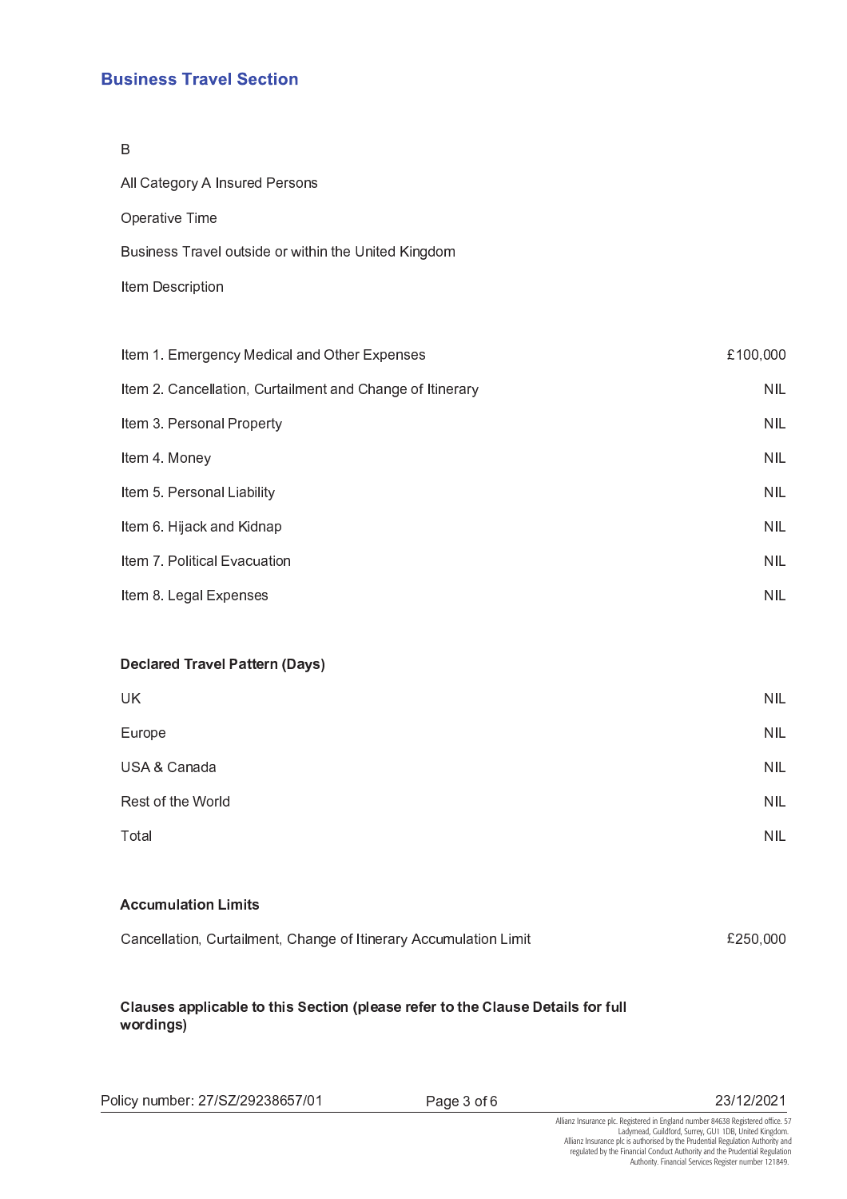## Business Travel Section

B

All Category A Insured Persons

Operative Time

Business Travel outside or within the United Kingdom

Item Description

| | |
|---|---|
| Item 1. Emergency Medical and Other Expenses | £100,000 |
| Item 2. Cancellation, Curtailment and Change of Itinerary | NIL |
| Item 3. Personal Property | NIL |
| Item 4. Money | NIL |
| Item 5. Personal Liability | NIL |
| Item 6. Hijack and Kidnap | NIL |
| Item 7. Political Evacuation | NIL |
| Item 8. Legal Expenses | NIL |

**Declared Travel Pattern (Days)**

| | |
|---|---|
| UK | NIL |
| Europe | NIL |
| USA & Canada | NIL |
| Rest of the World | NIL |
| Total | NIL |

**Accumulation Limits**

| | |
|---|---|
| Cancellation, Curtailment, Change of Itinerary Accumulation Limit | £250,000 |

**Clauses applicable to this Section (please refer to the Clause Details for full wordings)**

Policy number: 27/SZ/29238657/01

23/12/2021

Allianz Insurance plc. Registered in England number 84638 Registered office. 57 Ladymead, Guildford, Surrey, GU1 1DB, United Kingdom. Allianz Insurance plc is authorised by the Prudential Regulation Authority and regulated by the Financial Conduct Authority and the Prudential Regulation Authority. Financial Services Register number 121849.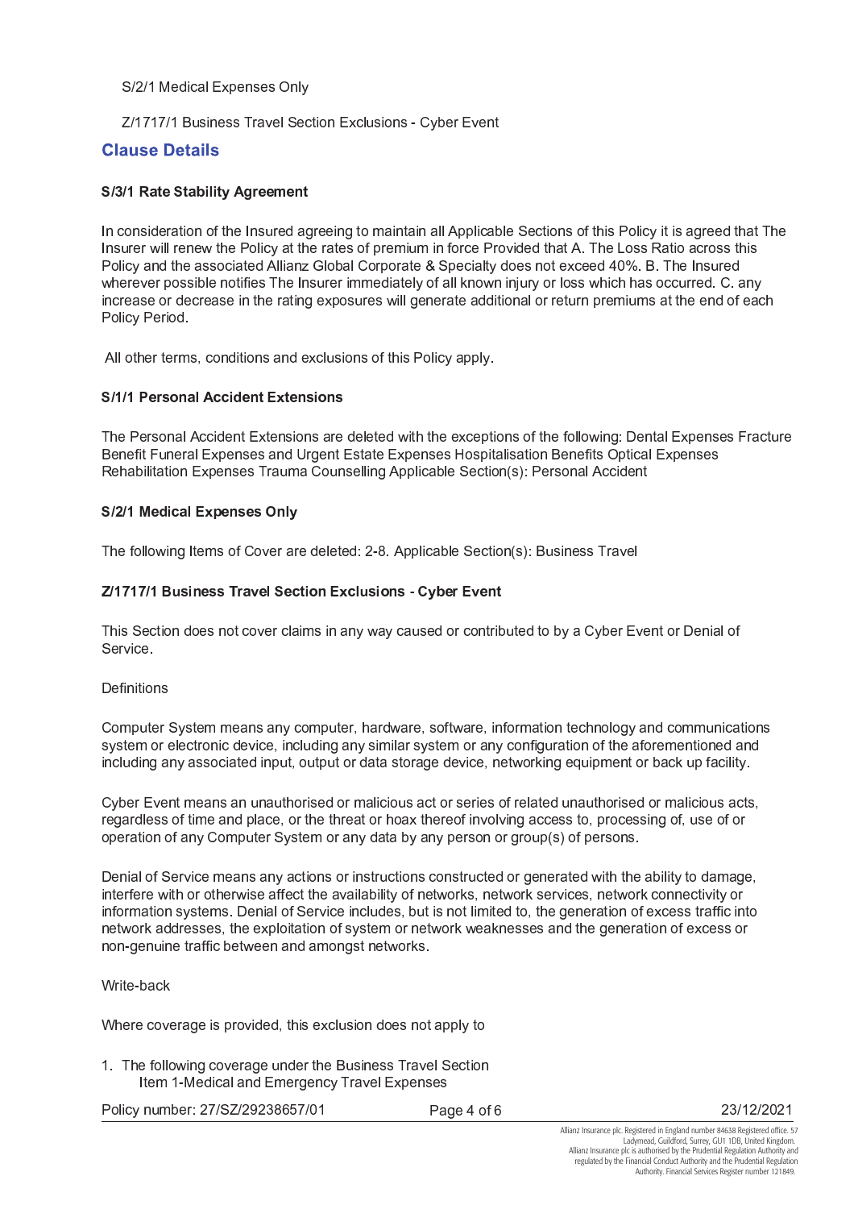S/2/1 Medical Expenses Only

Z/1717/1 Business Travel Section Exclusions - Cyber Event

## Clause Details

### S/3/1 Rate Stability Agreement

In consideration of the Insured agreeing to maintain all Applicable Sections of this Policy it is agreed that The Insurer will renew the Policy at the rates of premium in force Provided that A. The Loss Ratio across this Policy and the associated Allianz Global Corporate & Specialty does not exceed 40%. B. The Insured wherever possible notifies The Insurer immediately of all known injury or loss which has occurred. C. any increase or decrease in the rating exposures will generate additional or return premiums at the end of each Policy Period.

All other terms, conditions and exclusions of this Policy apply.

### S/1/1 Personal Accident Extensions

The Personal Accident Extensions are deleted with the exceptions of the following: Dental Expenses Fracture Benefit Funeral Expenses and Urgent Estate Expenses Hospitalisation Benefits Optical Expenses Rehabilitation Expenses Trauma Counselling Applicable Section(s): Personal Accident

### S/2/1 Medical Expenses Only

The following Items of Cover are deleted: 2-8. Applicable Section(s): Business Travel

### Z/1717/1 Business Travel Section Exclusions - Cyber Event

This Section does not cover claims in any way caused or contributed to by a Cyber Event or Denial of Service.

Definitions

Computer System means any computer, hardware, software, information technology and communications system or electronic device, including any similar system or any configuration of the aforementioned and including any associated input, output or data storage device, networking equipment or back up facility.

Cyber Event means an unauthorised or malicious act or series of related unauthorised or malicious acts, regardless of time and place, or the threat or hoax thereof involving access to, processing of, use of or operation of any Computer System or any data by any person or group(s) of persons.

Denial of Service means any actions or instructions constructed or generated with the ability to damage, interfere with or otherwise affect the availability of networks, network services, network connectivity or information systems. Denial of Service includes, but is not limited to, the generation of excess traffic into network addresses, the exploitation of system or network weaknesses and the generation of excess or non-genuine traffic between and amongst networks.

Write-back

Where coverage is provided, this exclusion does not apply to

1. The following coverage under the Business Travel Section
   Item 1-Medical and Emergency Travel Expenses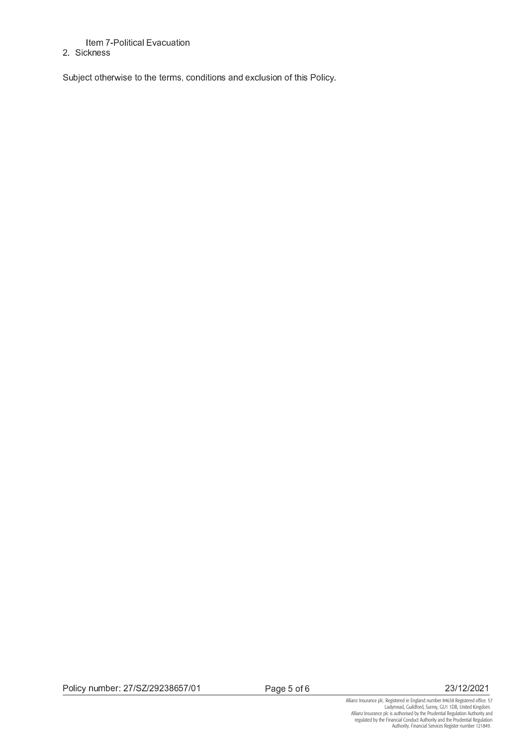Item 7-Political Evacuation

2. Sickness

Subject otherwise to the terms, conditions and exclusion of this Policy.